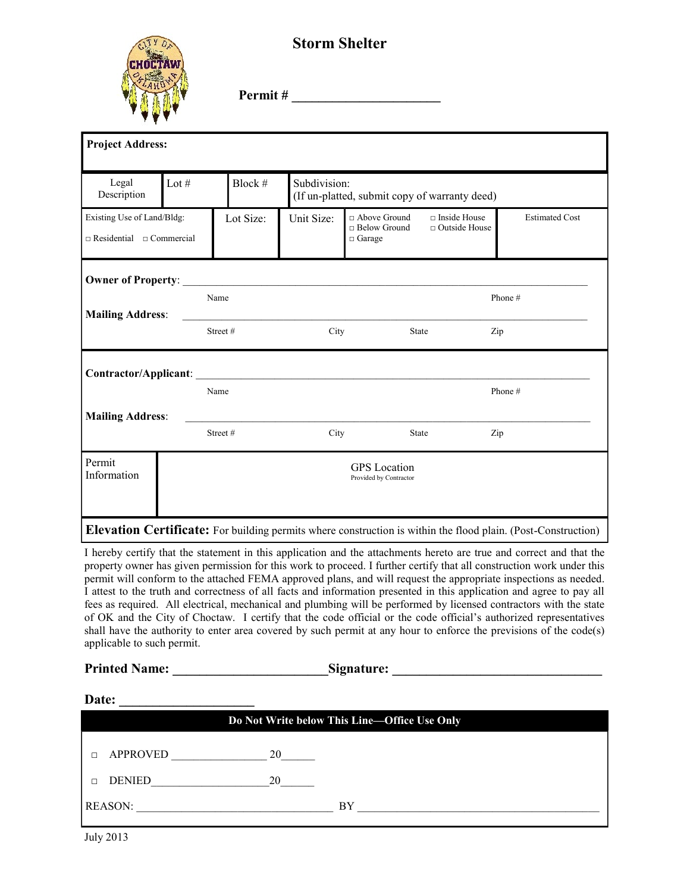# Storm Shelter

**Permit # ______________________**

| **Project Address:** | | | | | |
|---|---|---|---|---|---|
| Legal Description | Lot # | Block # | Subdivision: (If un-platted, submit copy of warranty deed) | | |
| Existing Use of Land/Bldg: □ Residential □ Commercial | Lot Size: | Unit Size: | □ Above Ground □ Below Ground □ Garage | □ Inside House □ Outside House | Estimated Cost |

**Owner of Property**: ____________________________________________________________

Name | Phone #

**Mailing Address**: ____________________________________________________________

Street # | City | State | Zip

**Contractor/Applicant**: ____________________________________________________________

Name | Phone #

**Mailing Address**: ____________________________________________________________

Street # | City | State | Zip

| Permit Information | GPS Location<br>Provided by Contractor |
|---|---|

**Elevation Certificate:** For building permits where construction is within the flood plain. (Post-Construction)

I hereby certify that the statement in this application and the attachments hereto are true and correct and that the property owner has given permission for this work to proceed. I further certify that all construction work under this permit will conform to the attached FEMA approved plans, and will request the appropriate inspections as needed. I attest to the truth and correctness of all facts and information presented in this application and agree to pay all fees as required. All electrical, mechanical and plumbing will be performed by licensed contractors with the state of OK and the City of Choctaw. I certify that the code official or the code official's authorized representatives shall have the authority to enter area covered by such permit at any hour to enforce the previsions of the code(s) applicable to such permit.

**Printed Name: ______________________Signature: ______________________________**

**Date: ___________________**

**Do Not Write below This Line—Office Use Only**

□ APPROVED ________________ 20______

□ DENIED___________________20______

REASON: _________________________________ BY ________________________________________

July 2013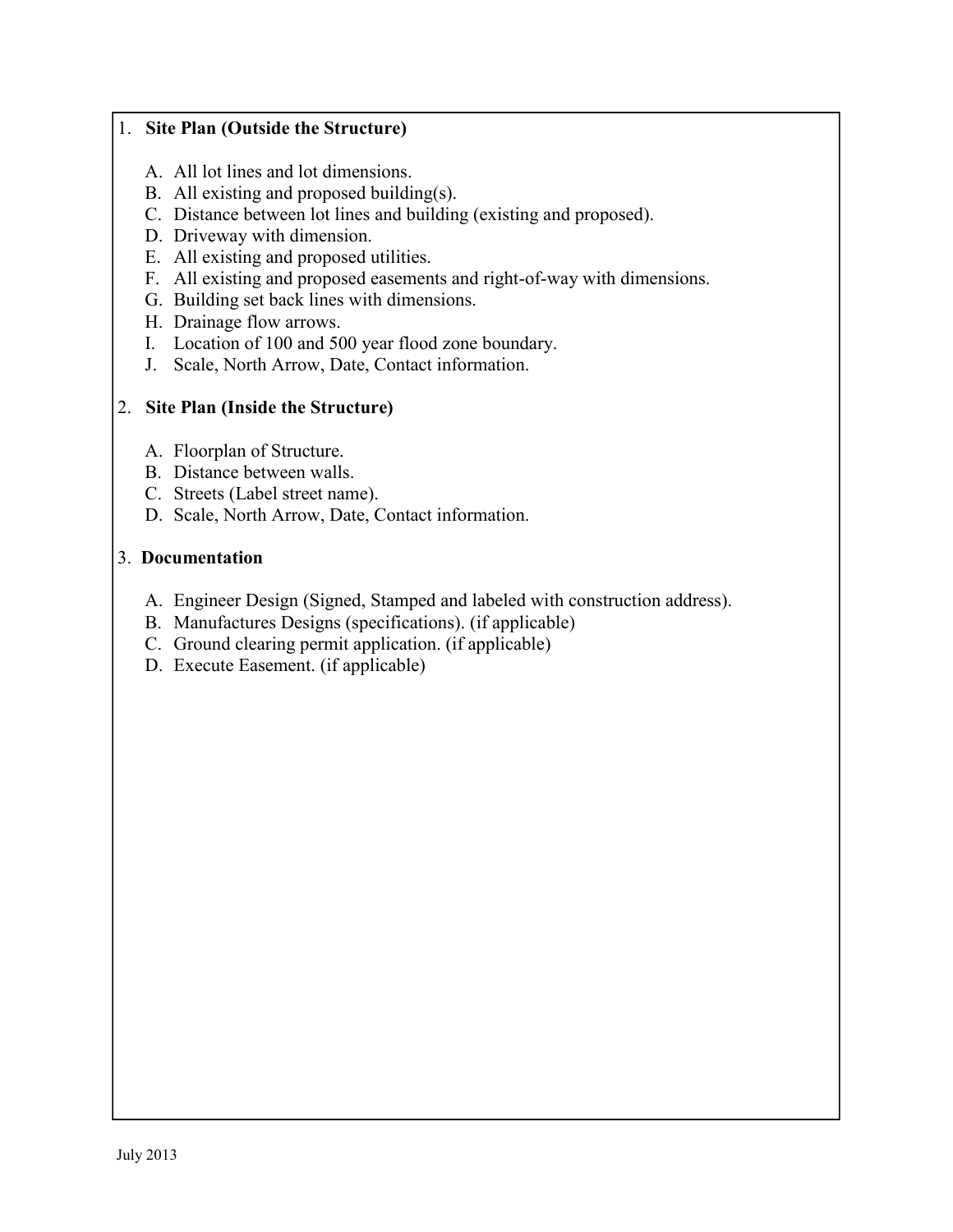1. **Site Plan (Outside the Structure)**

    A. All lot lines and lot dimensions.
    B. All existing and proposed building(s).
    C. Distance between lot lines and building (existing and proposed).
    D. Driveway with dimension.
    E. All existing and proposed utilities.
    F. All existing and proposed easements and right-of-way with dimensions.
    G. Building set back lines with dimensions.
    H. Drainage flow arrows.
    I. Location of 100 and 500 year flood zone boundary.
    J. Scale, North Arrow, Date, Contact information.

2. **Site Plan (Inside the Structure)**

    A. Floorplan of Structure.
    B. Distance between walls.
    C. Streets (Label street name).
    D. Scale, North Arrow, Date, Contact information.

3. **Documentation**

    A. Engineer Design (Signed, Stamped and labeled with construction address).
    B. Manufactures Designs (specifications). (if applicable)
    C. Ground clearing permit application. (if applicable)
    D. Execute Easement. (if applicable)

July 2013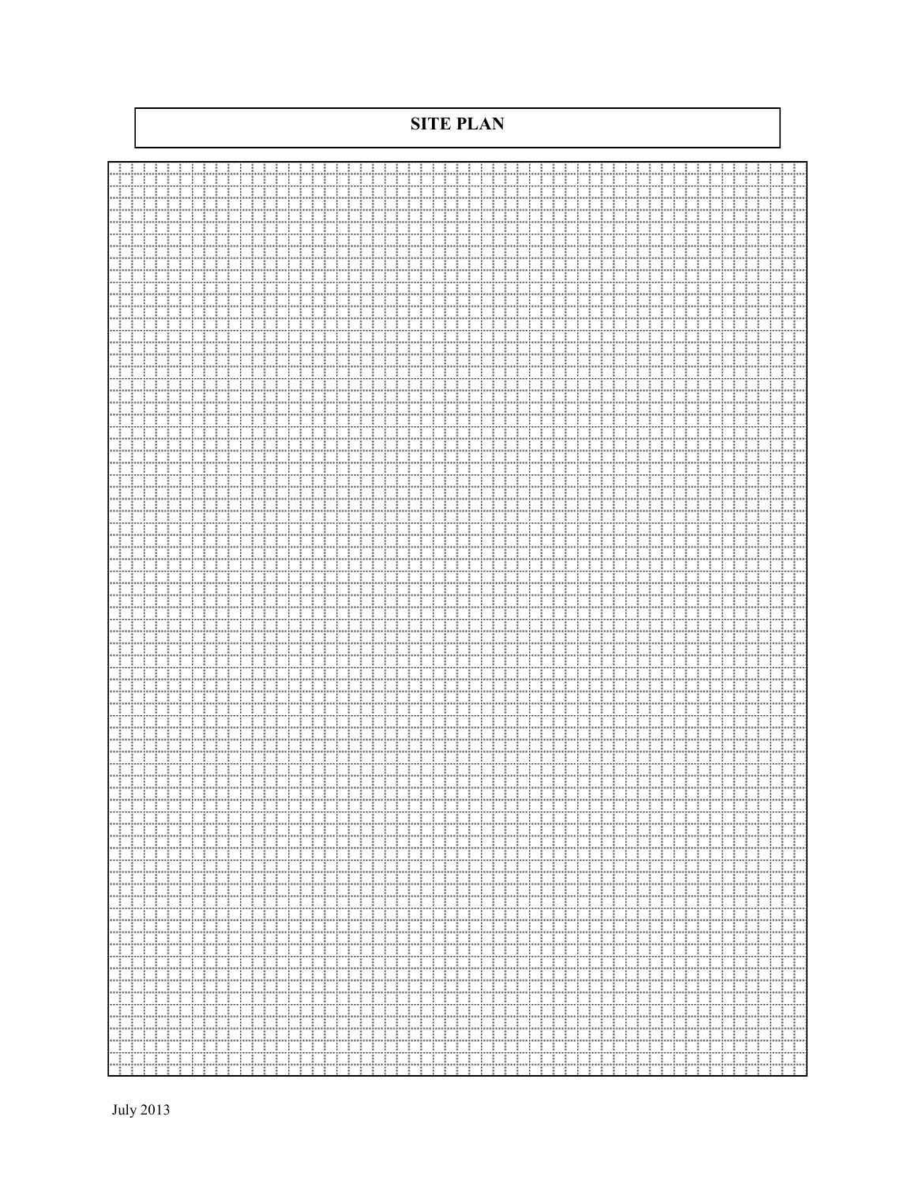# SITE PLAN

July 2013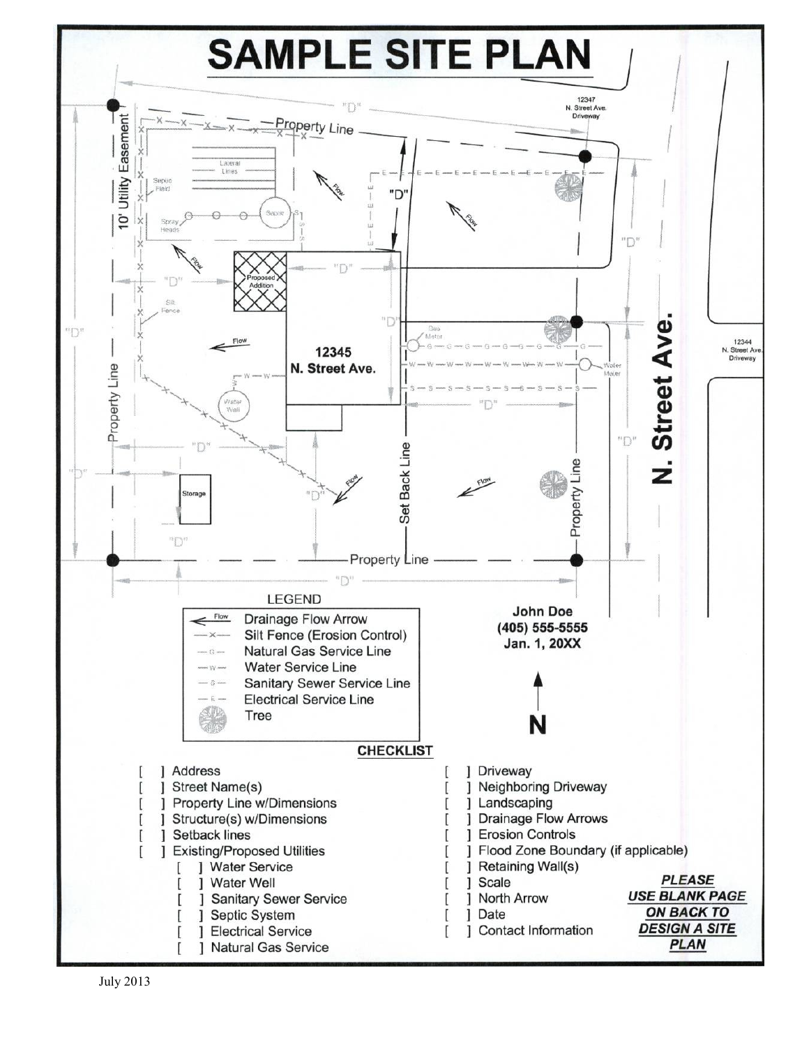# SAMPLE SITE PLAN

12347
N. Street Ave.
Driveway

Property Line

10' Utility Easement

Lateral Lines

Septic Field

Spray Heads

Septic

"D"

Flow

Proposed Addition

Silt Fence

12345
N. Street Ave.

Gas Meter

Water Meter

Water Well

Storage

Set Back Line

Property Line

N. Street Ave.

12344
N. Street Ave.
Driveway

**LEGEND**

- Flow — Drainage Flow Arrow
- —x— Silt Fence (Erosion Control)
- —G— Natural Gas Service Line
- —W— Water Service Line
- —S— Sanitary Sewer Service Line
- —E— Electrical Service Line
- Tree

**John Doe**
**(405) 555-5555**
**Jan. 1, 20XX**

**N**

**CHECKLIST**

[ ] Address
[ ] Street Name(s)
[ ] Property Line w/Dimensions
[ ] Structure(s) w/Dimensions
[ ] Setback lines
[ ] Existing/Proposed Utilities
  [ ] Water Service
  [ ] Water Well
  [ ] Sanitary Sewer Service
  [ ] Septic System
  [ ] Electrical Service
  [ ] Natural Gas Service

[ ] Driveway
[ ] Neighboring Driveway
[ ] Landscaping
[ ] Drainage Flow Arrows
[ ] Erosion Controls
[ ] Flood Zone Boundary (if applicable)
[ ] Retaining Wall(s)
[ ] Scale
[ ] North Arrow
[ ] Date
[ ] Contact Information

***PLEASE USE BLANK PAGE ON BACK TO DESIGN A SITE PLAN***